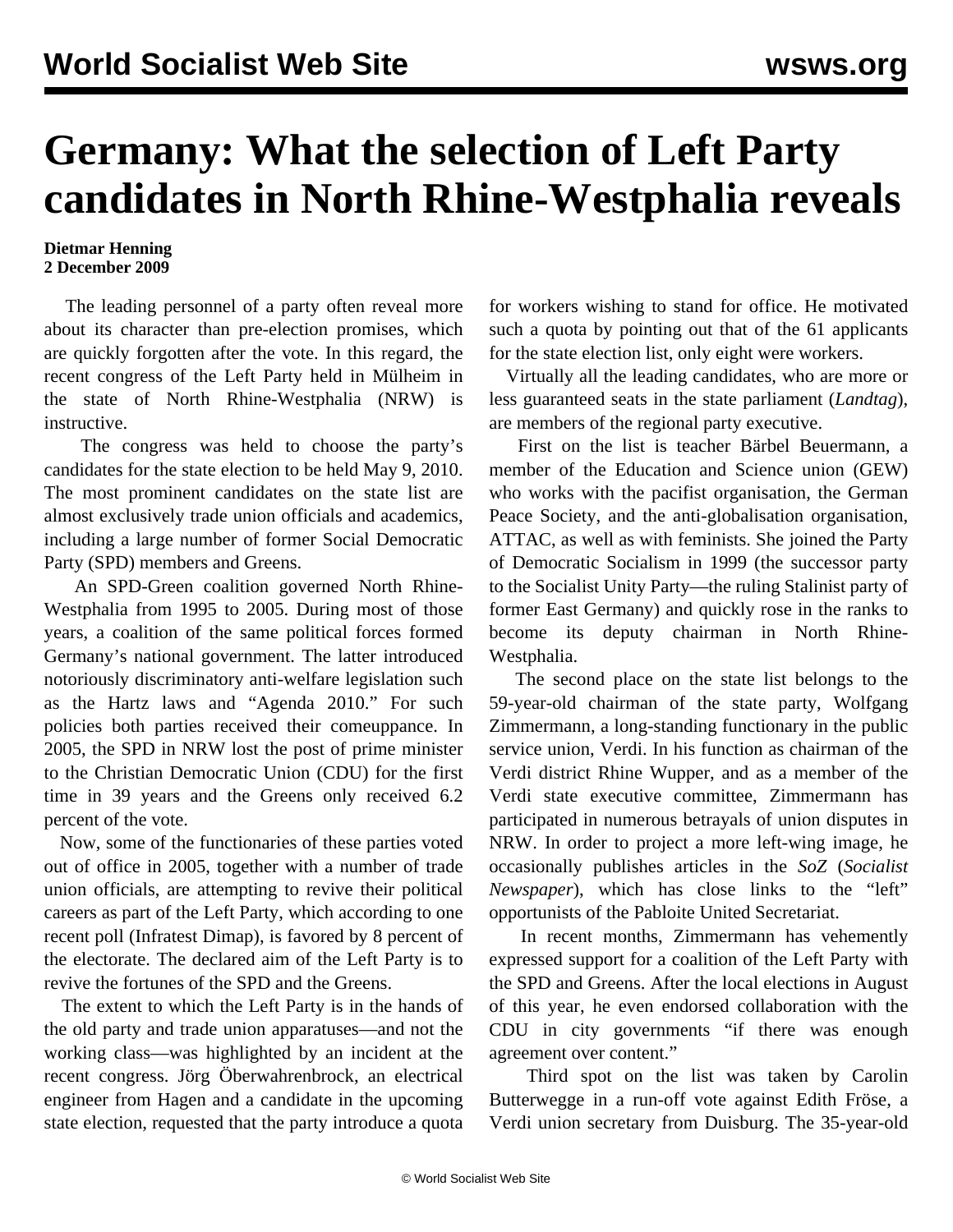# Germany: What the selection of Left Party candidates in North Rhine-Westphalia reveals

**Dietmar Henning**
**2 December 2009**

The leading personnel of a party often reveal more about its character than pre-election promises, which are quickly forgotten after the vote. In this regard, the recent congress of the Left Party held in Mülheim in the state of North Rhine-Westphalia (NRW) is instructive.

The congress was held to choose the party's candidates for the state election to be held May 9, 2010. The most prominent candidates on the state list are almost exclusively trade union officials and academics, including a large number of former Social Democratic Party (SPD) members and Greens.

An SPD-Green coalition governed North Rhine-Westphalia from 1995 to 2005. During most of those years, a coalition of the same political forces formed Germany's national government. The latter introduced notoriously discriminatory anti-welfare legislation such as the Hartz laws and "Agenda 2010." For such policies both parties received their comeuppance. In 2005, the SPD in NRW lost the post of prime minister to the Christian Democratic Union (CDU) for the first time in 39 years and the Greens only received 6.2 percent of the vote.

Now, some of the functionaries of these parties voted out of office in 2005, together with a number of trade union officials, are attempting to revive their political careers as part of the Left Party, which according to one recent poll (Infratest Dimap), is favored by 8 percent of the electorate. The declared aim of the Left Party is to revive the fortunes of the SPD and the Greens.

The extent to which the Left Party is in the hands of the old party and trade union apparatuses—and not the working class—was highlighted by an incident at the recent congress. Jörg Öberwahrenbrock, an electrical engineer from Hagen and a candidate in the upcoming state election, requested that the party introduce a quota for workers wishing to stand for office. He motivated such a quota by pointing out that of the 61 applicants for the state election list, only eight were workers.

Virtually all the leading candidates, who are more or less guaranteed seats in the state parliament (*Landtag*), are members of the regional party executive.

First on the list is teacher Bärbel Beuermann, a member of the Education and Science union (GEW) who works with the pacifist organisation, the German Peace Society, and the anti-globalisation organisation, ATTAC, as well as with feminists. She joined the Party of Democratic Socialism in 1999 (the successor party to the Socialist Unity Party—the ruling Stalinist party of former East Germany) and quickly rose in the ranks to become its deputy chairman in North Rhine-Westphalia.

The second place on the state list belongs to the 59-year-old chairman of the state party, Wolfgang Zimmermann, a long-standing functionary in the public service union, Verdi. In his function as chairman of the Verdi district Rhine Wupper, and as a member of the Verdi state executive committee, Zimmermann has participated in numerous betrayals of union disputes in NRW. In order to project a more left-wing image, he occasionally publishes articles in the *SoZ* (*Socialist Newspaper*), which has close links to the "left" opportunists of the Pabloite United Secretariat.

In recent months, Zimmermann has vehemently expressed support for a coalition of the Left Party with the SPD and Greens. After the local elections in August of this year, he even endorsed collaboration with the CDU in city governments "if there was enough agreement over content."

Third spot on the list was taken by Carolin Butterwegge in a run-off vote against Edith Fröse, a Verdi union secretary from Duisburg. The 35-year-old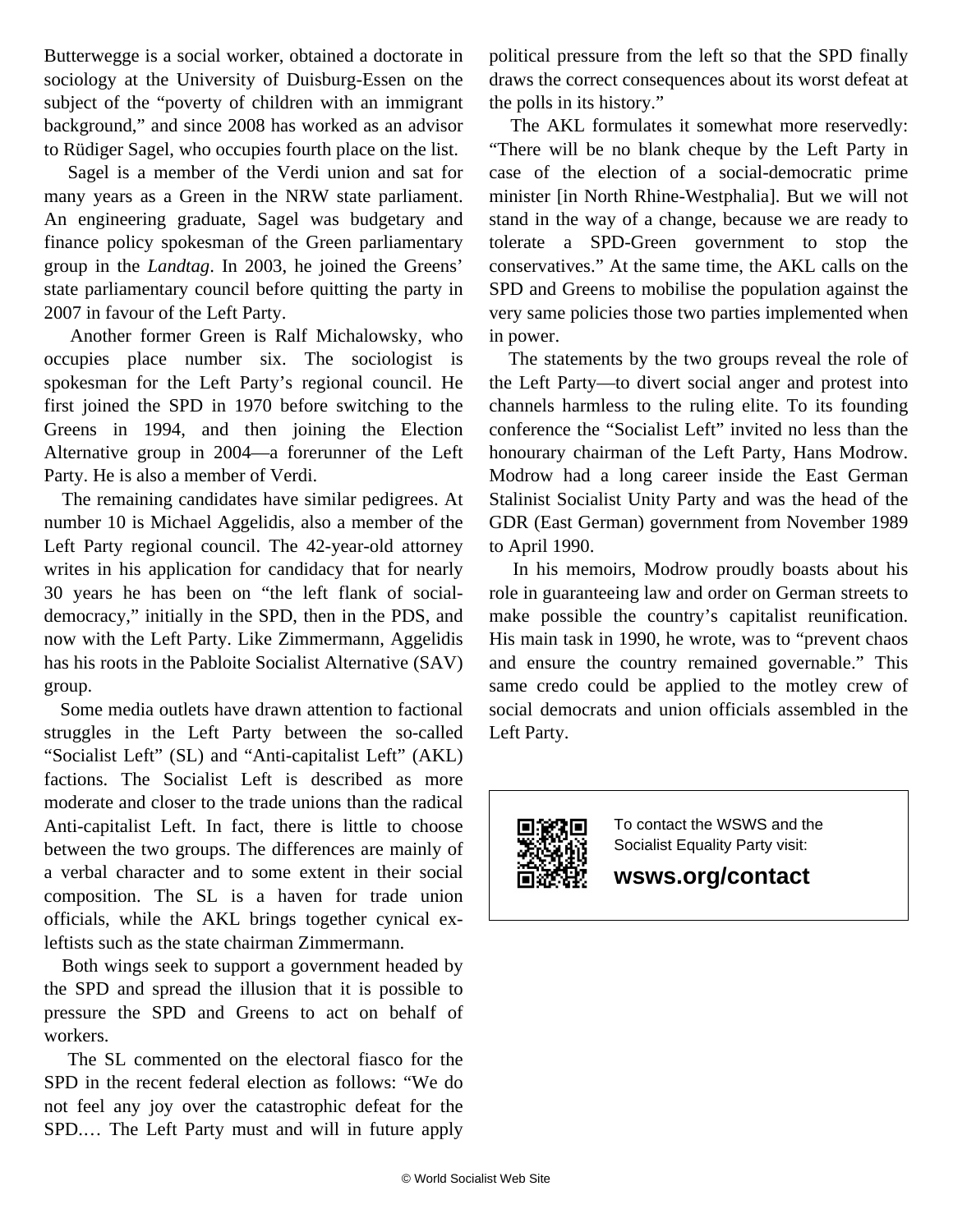Butterwegge is a social worker, obtained a doctorate in sociology at the University of Duisburg-Essen on the subject of the "poverty of children with an immigrant background," and since 2008 has worked as an advisor to Rüdiger Sagel, who occupies fourth place on the list.

Sagel is a member of the Verdi union and sat for many years as a Green in the NRW state parliament. An engineering graduate, Sagel was budgetary and finance policy spokesman of the Green parliamentary group in the *Landtag*. In 2003, he joined the Greens' state parliamentary council before quitting the party in 2007 in favour of the Left Party.

Another former Green is Ralf Michalowsky, who occupies place number six. The sociologist is spokesman for the Left Party's regional council. He first joined the SPD in 1970 before switching to the Greens in 1994, and then joining the Election Alternative group in 2004—a forerunner of the Left Party. He is also a member of Verdi.

The remaining candidates have similar pedigrees. At number 10 is Michael Aggelidis, also a member of the Left Party regional council. The 42-year-old attorney writes in his application for candidacy that for nearly 30 years he has been on "the left flank of social-democracy," initially in the SPD, then in the PDS, and now with the Left Party. Like Zimmermann, Aggelidis has his roots in the Pabloite Socialist Alternative (SAV) group.

Some media outlets have drawn attention to factional struggles in the Left Party between the so-called "Socialist Left" (SL) and "Anti-capitalist Left" (AKL) factions. The Socialist Left is described as more moderate and closer to the trade unions than the radical Anti-capitalist Left. In fact, there is little to choose between the two groups. The differences are mainly of a verbal character and to some extent in their social composition. The SL is a haven for trade union officials, while the AKL brings together cynical ex-leftists such as the state chairman Zimmermann.

Both wings seek to support a government headed by the SPD and spread the illusion that it is possible to pressure the SPD and Greens to act on behalf of workers.

The SL commented on the electoral fiasco for the SPD in the recent federal election as follows: "We do not feel any joy over the catastrophic defeat for the SPD.… The Left Party must and will in future apply political pressure from the left so that the SPD finally draws the correct consequences about its worst defeat at the polls in its history."

The AKL formulates it somewhat more reservedly: "There will be no blank cheque by the Left Party in case of the election of a social-democratic prime minister [in North Rhine-Westphalia]. But we will not stand in the way of a change, because we are ready to tolerate a SPD-Green government to stop the conservatives." At the same time, the AKL calls on the SPD and Greens to mobilise the population against the very same policies those two parties implemented when in power.

The statements by the two groups reveal the role of the Left Party—to divert social anger and protest into channels harmless to the ruling elite. To its founding conference the "Socialist Left" invited no less than the honourary chairman of the Left Party, Hans Modrow. Modrow had a long career inside the East German Stalinist Socialist Unity Party and was the head of the GDR (East German) government from November 1989 to April 1990.

In his memoirs, Modrow proudly boasts about his role in guaranteeing law and order on German streets to make possible the country's capitalist reunification. His main task in 1990, he wrote, was to "prevent chaos and ensure the country remained governable." This same credo could be applied to the motley crew of social democrats and union officials assembled in the Left Party.

To contact the WSWS and the Socialist Equality Party visit:

**wsws.org/contact**